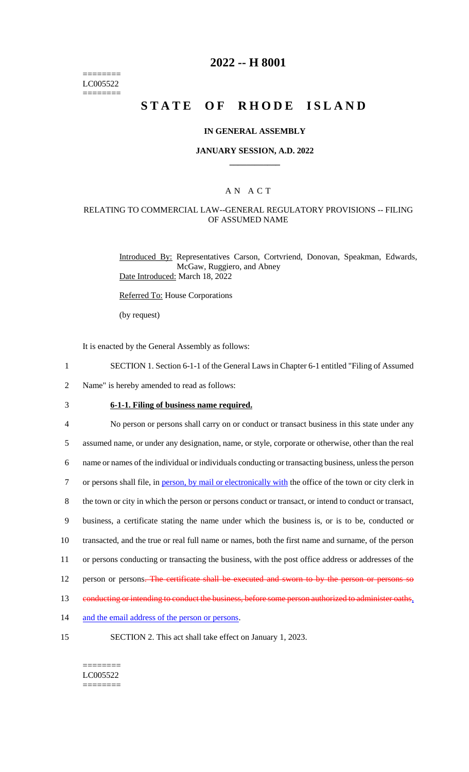========
LC005522
========

# 2022 -- H 8001

# STATE OF RHODE ISLAND

### IN GENERAL ASSEMBLY

### JANUARY SESSION, A.D. 2022

## A N A C T

### RELATING TO COMMERCIAL LAW--GENERAL REGULATORY PROVISIONS -- FILING OF ASSUMED NAME

Introduced By: Representatives Carson, Cortvriend, Donovan, Speakman, Edwards, McGaw, Ruggiero, and Abney

Date Introduced: March 18, 2022

Referred To: House Corporations

(by request)

It is enacted by the General Assembly as follows:

1 SECTION 1. Section 6-1-1 of the General Laws in Chapter 6-1 entitled "Filing of Assumed
2 Name" is hereby amended to read as follows:

3 **6-1-1. Filing of business name required.**

4 No person or persons shall carry on or conduct or transact business in this state under any
5 assumed name, or under any designation, name, or style, corporate or otherwise, other than the real
6 name or names of the individual or individuals conducting or transacting business, unless the person
7 or persons shall file, in person, by mail or electronically with the office of the town or city clerk in
8 the town or city in which the person or persons conduct or transact, or intend to conduct or transact,
9 business, a certificate stating the name under which the business is, or is to be, conducted or
10 transacted, and the true or real full name or names, both the first name and surname, of the person
11 or persons conducting or transacting the business, with the post office address or addresses of the
12 person or persons. The certificate shall be executed and sworn to by the person or persons so
13 conducting or intending to conduct the business, before some person authorized to administer oaths,
14 and the email address of the person or persons.

15 SECTION 2. This act shall take effect on January 1, 2023.

========
LC005522
========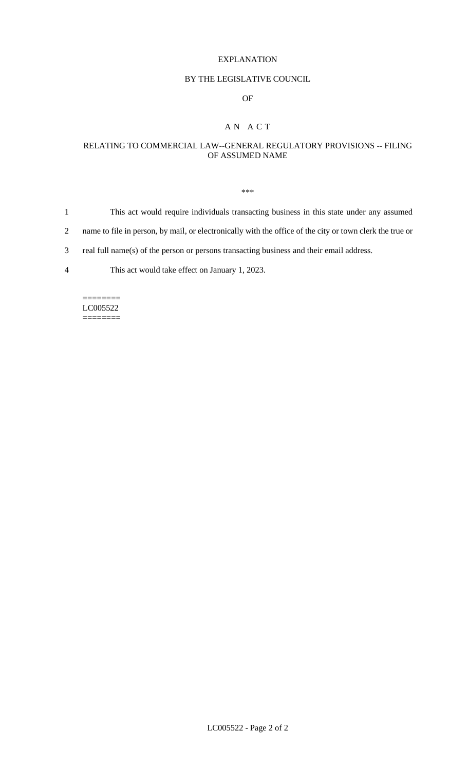# EXPLANATION

## BY THE LEGISLATIVE COUNCIL

## OF

## A N A C T

### RELATING TO COMMERCIAL LAW--GENERAL REGULATORY PROVISIONS -- FILING OF ASSUMED NAME

\*\*\*

This act would require individuals transacting business in this state under any assumed name to file in person, by mail, or electronically with the office of the city or town clerk the true or real full name(s) of the person or persons transacting business and their email address.

This act would take effect on January 1, 2023.

========
LC005522
========